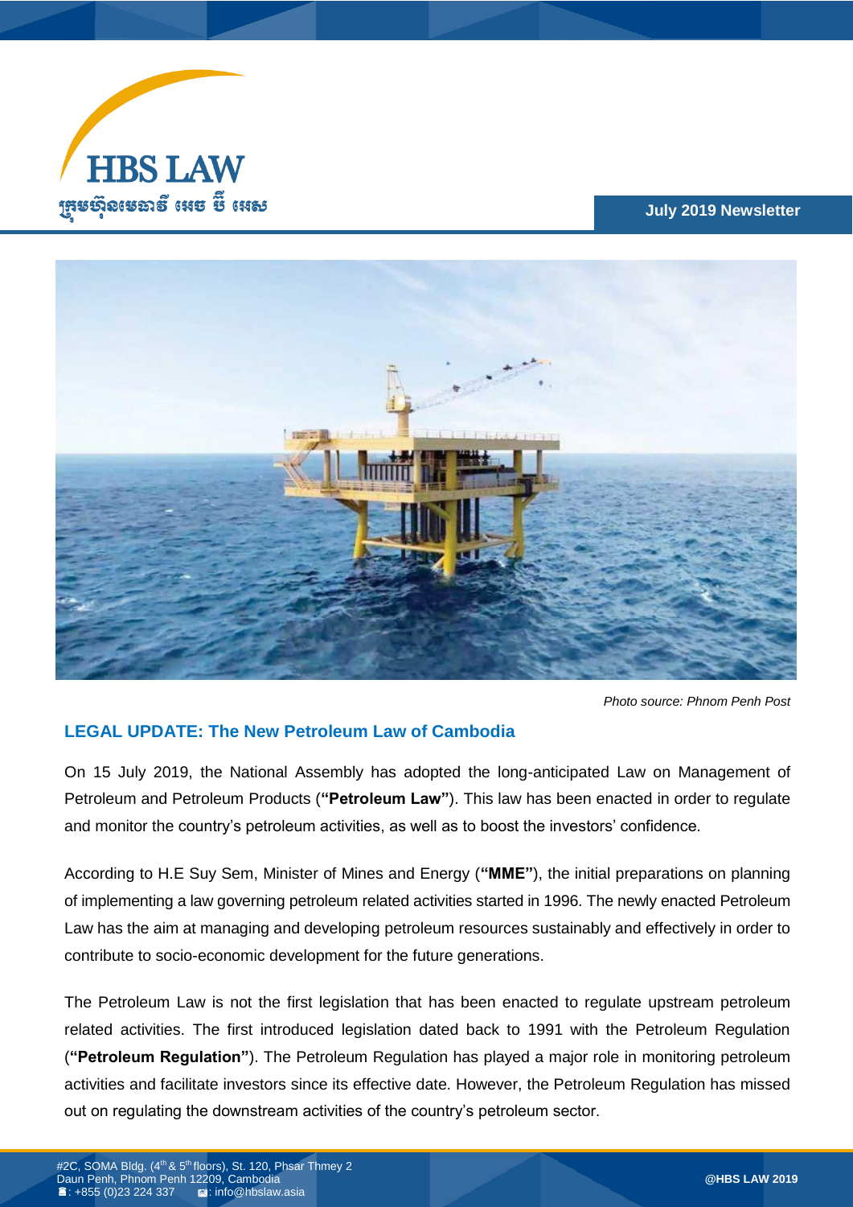HBS LAW

ក្រុមហ៊ុនមេធាវី អេច ប៊ី អេស

July 2019 Newsletter

Photo source: Phnom Penh Post

## LEGAL UPDATE: The New Petroleum Law of Cambodia

On 15 July 2019, the National Assembly has adopted the long-anticipated Law on Management of Petroleum and Petroleum Products (**"Petroleum Law"**). This law has been enacted in order to regulate and monitor the country's petroleum activities, as well as to boost the investors' confidence.

According to H.E Suy Sem, Minister of Mines and Energy (**"MME"**), the initial preparations on planning of implementing a law governing petroleum related activities started in 1996. The newly enacted Petroleum Law has the aim at managing and developing petroleum resources sustainably and effectively in order to contribute to socio-economic development for the future generations.

The Petroleum Law is not the first legislation that has been enacted to regulate upstream petroleum related activities. The first introduced legislation dated back to 1991 with the Petroleum Regulation (**"Petroleum Regulation"**). The Petroleum Regulation has played a major role in monitoring petroleum activities and facilitate investors since its effective date. However, the Petroleum Regulation has missed out on regulating the downstream activities of the country's petroleum sector.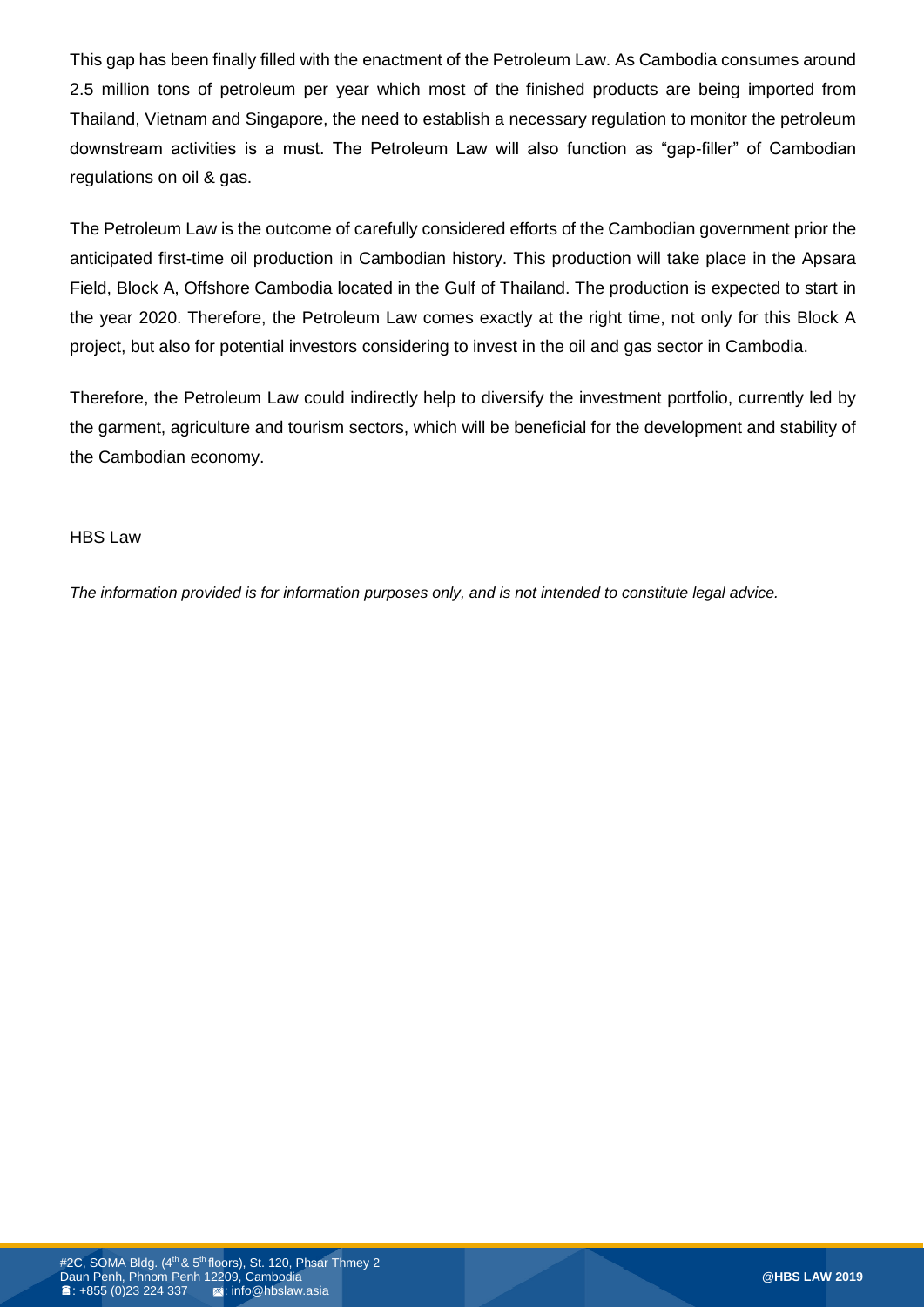This gap has been finally filled with the enactment of the Petroleum Law. As Cambodia consumes around 2.5 million tons of petroleum per year which most of the finished products are being imported from Thailand, Vietnam and Singapore, the need to establish a necessary regulation to monitor the petroleum downstream activities is a must. The Petroleum Law will also function as "gap-filler" of Cambodian regulations on oil & gas.

The Petroleum Law is the outcome of carefully considered efforts of the Cambodian government prior the anticipated first-time oil production in Cambodian history. This production will take place in the Apsara Field, Block A, Offshore Cambodia located in the Gulf of Thailand. The production is expected to start in the year 2020. Therefore, the Petroleum Law comes exactly at the right time, not only for this Block A project, but also for potential investors considering to invest in the oil and gas sector in Cambodia.

Therefore, the Petroleum Law could indirectly help to diversify the investment portfolio, currently led by the garment, agriculture and tourism sectors, which will be beneficial for the development and stability of the Cambodian economy.

HBS Law

*The information provided is for information purposes only, and is not intended to constitute legal advice.*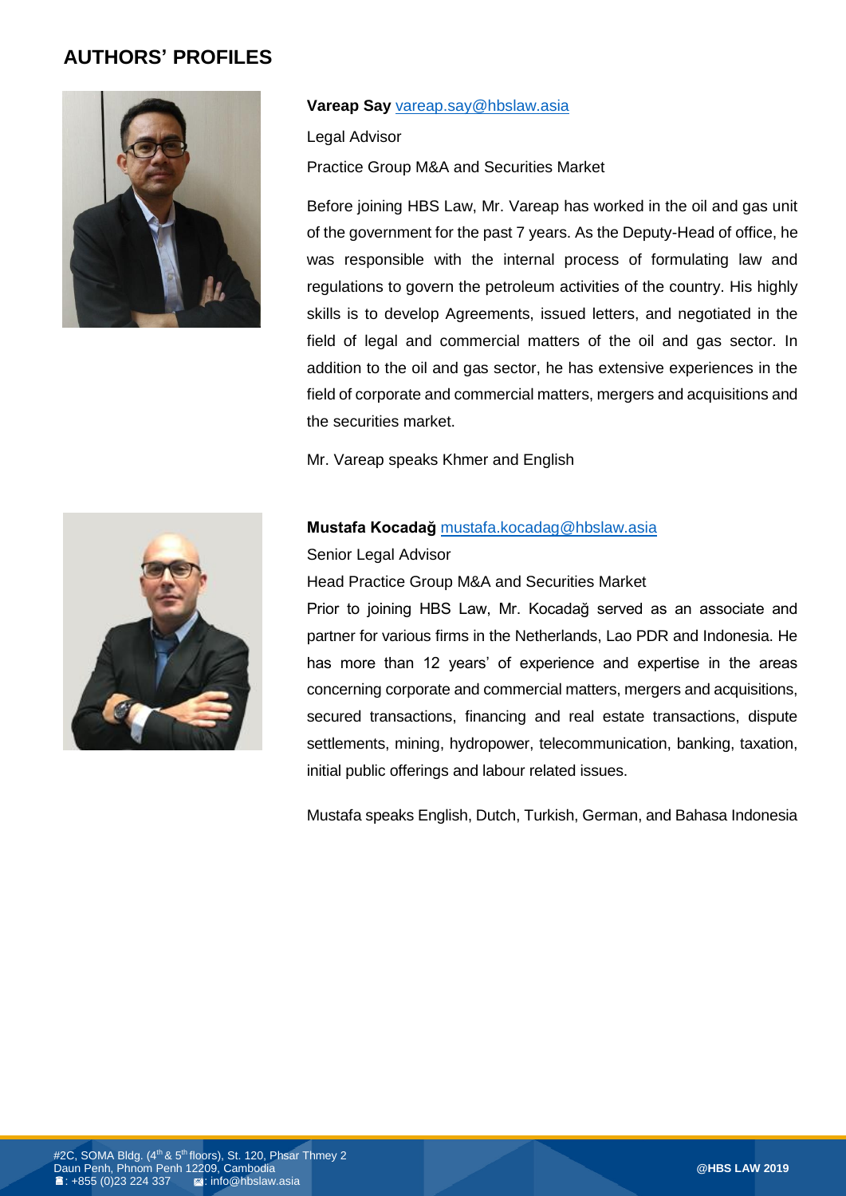## AUTHORS' PROFILES

**Vareap Say** vareap.say@hbslaw.asia

Legal Advisor

Practice Group M&A and Securities Market

Before joining HBS Law, Mr. Vareap has worked in the oil and gas unit of the government for the past 7 years. As the Deputy-Head of office, he was responsible with the internal process of formulating law and regulations to govern the petroleum activities of the country. His highly skills is to develop Agreements, issued letters, and negotiated in the field of legal and commercial matters of the oil and gas sector. In addition to the oil and gas sector, he has extensive experiences in the field of corporate and commercial matters, mergers and acquisitions and the securities market.

Mr. Vareap speaks Khmer and English

**Mustafa Kocadağ** mustafa.kocadag@hbslaw.asia

Senior Legal Advisor

Head Practice Group M&A and Securities Market

Prior to joining HBS Law, Mr. Kocadağ served as an associate and partner for various firms in the Netherlands, Lao PDR and Indonesia. He has more than 12 years' of experience and expertise in the areas concerning corporate and commercial matters, mergers and acquisitions, secured transactions, financing and real estate transactions, dispute settlements, mining, hydropower, telecommunication, banking, taxation, initial public offerings and labour related issues.

Mustafa speaks English, Dutch, Turkish, German, and Bahasa Indonesia